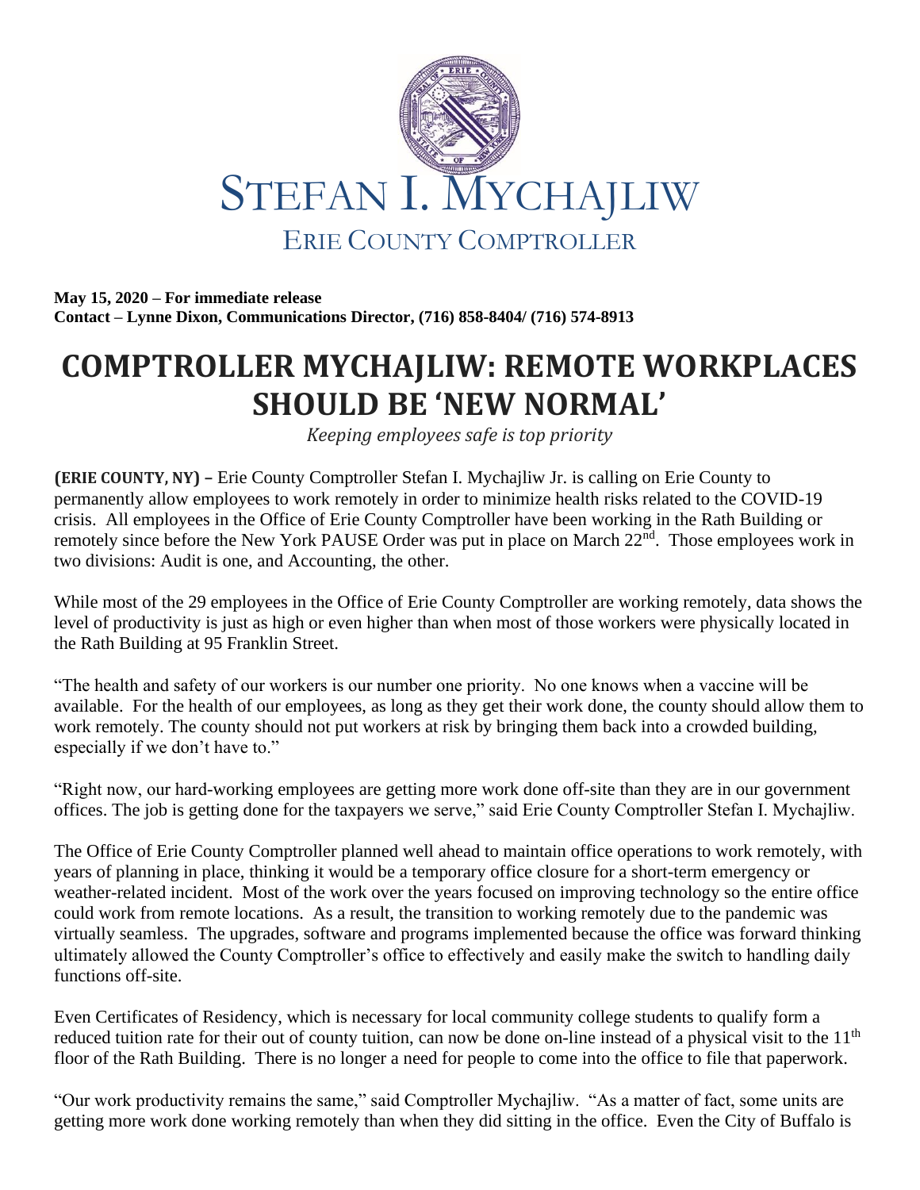# STEFAN I. MYCHAJLIW

## ERIE COUNTY COMPTROLLER

**May 15, 2020 – For immediate release**
**Contact – Lynne Dixon, Communications Director, (716) 858-8404/ (716) 574-8913**

# COMPTROLLER MYCHAJLIW: REMOTE WORKPLACES SHOULD BE 'NEW NORMAL'

*Keeping employees safe is top priority*

**(ERIE COUNTY, NY) –** Erie County Comptroller Stefan I. Mychajliw Jr. is calling on Erie County to permanently allow employees to work remotely in order to minimize health risks related to the COVID-19 crisis. All employees in the Office of Erie County Comptroller have been working in the Rath Building or remotely since before the New York PAUSE Order was put in place on March 22nd. Those employees work in two divisions: Audit is one, and Accounting, the other.

While most of the 29 employees in the Office of Erie County Comptroller are working remotely, data shows the level of productivity is just as high or even higher than when most of those workers were physically located in the Rath Building at 95 Franklin Street.

"The health and safety of our workers is our number one priority. No one knows when a vaccine will be available. For the health of our employees, as long as they get their work done, the county should allow them to work remotely. The county should not put workers at risk by bringing them back into a crowded building, especially if we don't have to."

"Right now, our hard-working employees are getting more work done off-site than they are in our government offices. The job is getting done for the taxpayers we serve," said Erie County Comptroller Stefan I. Mychajliw.

The Office of Erie County Comptroller planned well ahead to maintain office operations to work remotely, with years of planning in place, thinking it would be a temporary office closure for a short-term emergency or weather-related incident. Most of the work over the years focused on improving technology so the entire office could work from remote locations. As a result, the transition to working remotely due to the pandemic was virtually seamless. The upgrades, software and programs implemented because the office was forward thinking ultimately allowed the County Comptroller's office to effectively and easily make the switch to handling daily functions off-site.

Even Certificates of Residency, which is necessary for local community college students to qualify form a reduced tuition rate for their out of county tuition, can now be done on-line instead of a physical visit to the 11th floor of the Rath Building. There is no longer a need for people to come into the office to file that paperwork.

"Our work productivity remains the same," said Comptroller Mychajliw. "As a matter of fact, some units are getting more work done working remotely than when they did sitting in the office. Even the City of Buffalo is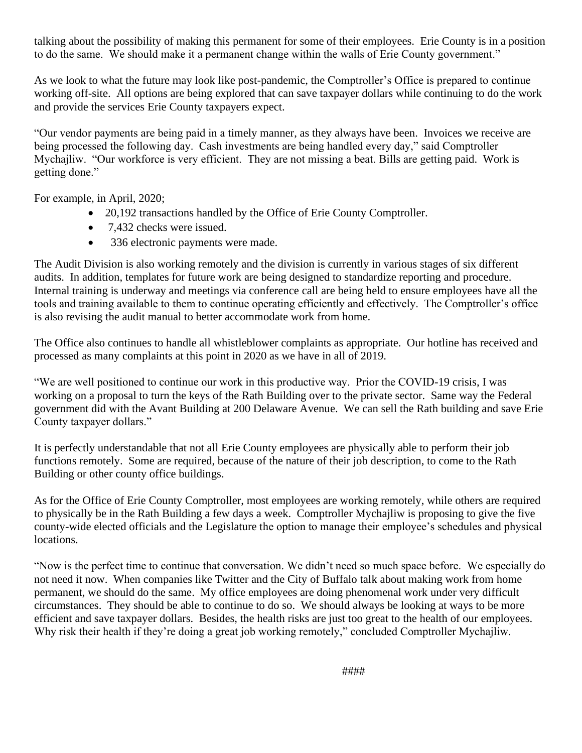talking about the possibility of making this permanent for some of their employees. Erie County is in a position to do the same. We should make it a permanent change within the walls of Erie County government."

As we look to what the future may look like post-pandemic, the Comptroller's Office is prepared to continue working off-site. All options are being explored that can save taxpayer dollars while continuing to do the work and provide the services Erie County taxpayers expect.

"Our vendor payments are being paid in a timely manner, as they always have been. Invoices we receive are being processed the following day. Cash investments are being handled every day," said Comptroller Mychajliw. "Our workforce is very efficient. They are not missing a beat. Bills are getting paid. Work is getting done."

For example, in April, 2020;

- 20,192 transactions handled by the Office of Erie County Comptroller.
- 7,432 checks were issued.
- 336 electronic payments were made.

The Audit Division is also working remotely and the division is currently in various stages of six different audits. In addition, templates for future work are being designed to standardize reporting and procedure. Internal training is underway and meetings via conference call are being held to ensure employees have all the tools and training available to them to continue operating efficiently and effectively. The Comptroller's office is also revising the audit manual to better accommodate work from home.

The Office also continues to handle all whistleblower complaints as appropriate. Our hotline has received and processed as many complaints at this point in 2020 as we have in all of 2019.

"We are well positioned to continue our work in this productive way. Prior the COVID-19 crisis, I was working on a proposal to turn the keys of the Rath Building over to the private sector. Same way the Federal government did with the Avant Building at 200 Delaware Avenue. We can sell the Rath building and save Erie County taxpayer dollars."

It is perfectly understandable that not all Erie County employees are physically able to perform their job functions remotely. Some are required, because of the nature of their job description, to come to the Rath Building or other county office buildings.

As for the Office of Erie County Comptroller, most employees are working remotely, while others are required to physically be in the Rath Building a few days a week. Comptroller Mychajliw is proposing to give the five county-wide elected officials and the Legislature the option to manage their employee's schedules and physical locations.

"Now is the perfect time to continue that conversation. We didn't need so much space before. We especially do not need it now. When companies like Twitter and the City of Buffalo talk about making work from home permanent, we should do the same. My office employees are doing phenomenal work under very difficult circumstances. They should be able to continue to do so. We should always be looking at ways to be more efficient and save taxpayer dollars. Besides, the health risks are just too great to the health of our employees. Why risk their health if they're doing a great job working remotely," concluded Comptroller Mychajliw.

####